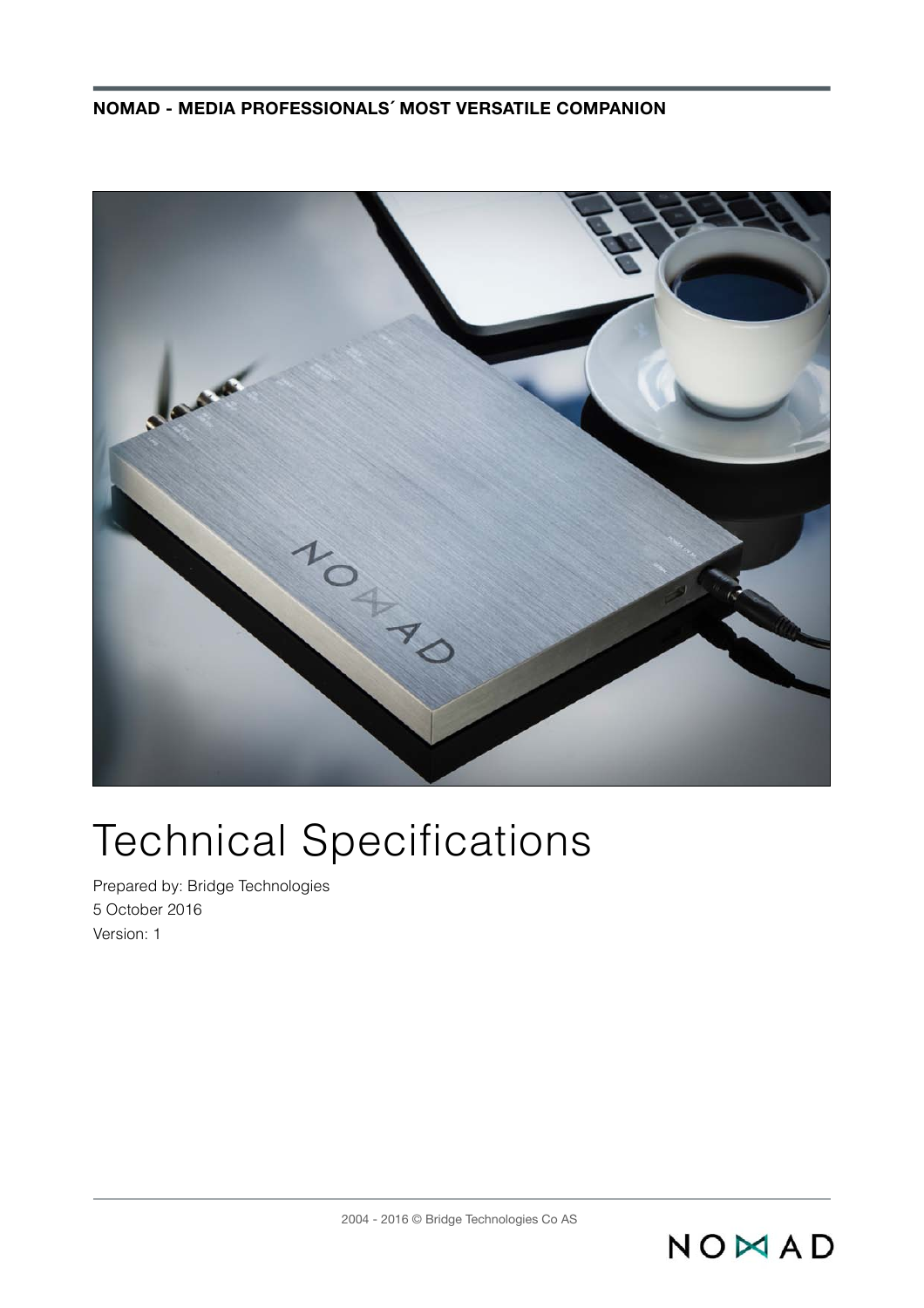**NOMAD - MEDIA PROFESSIONALS´ MOST VERSATILE COMPANION**

# Technical Specifications

Prepared by: Bridge Technologies

5 October 2016

Version: 1

2004 - 2016 © Bridge Technologies Co AS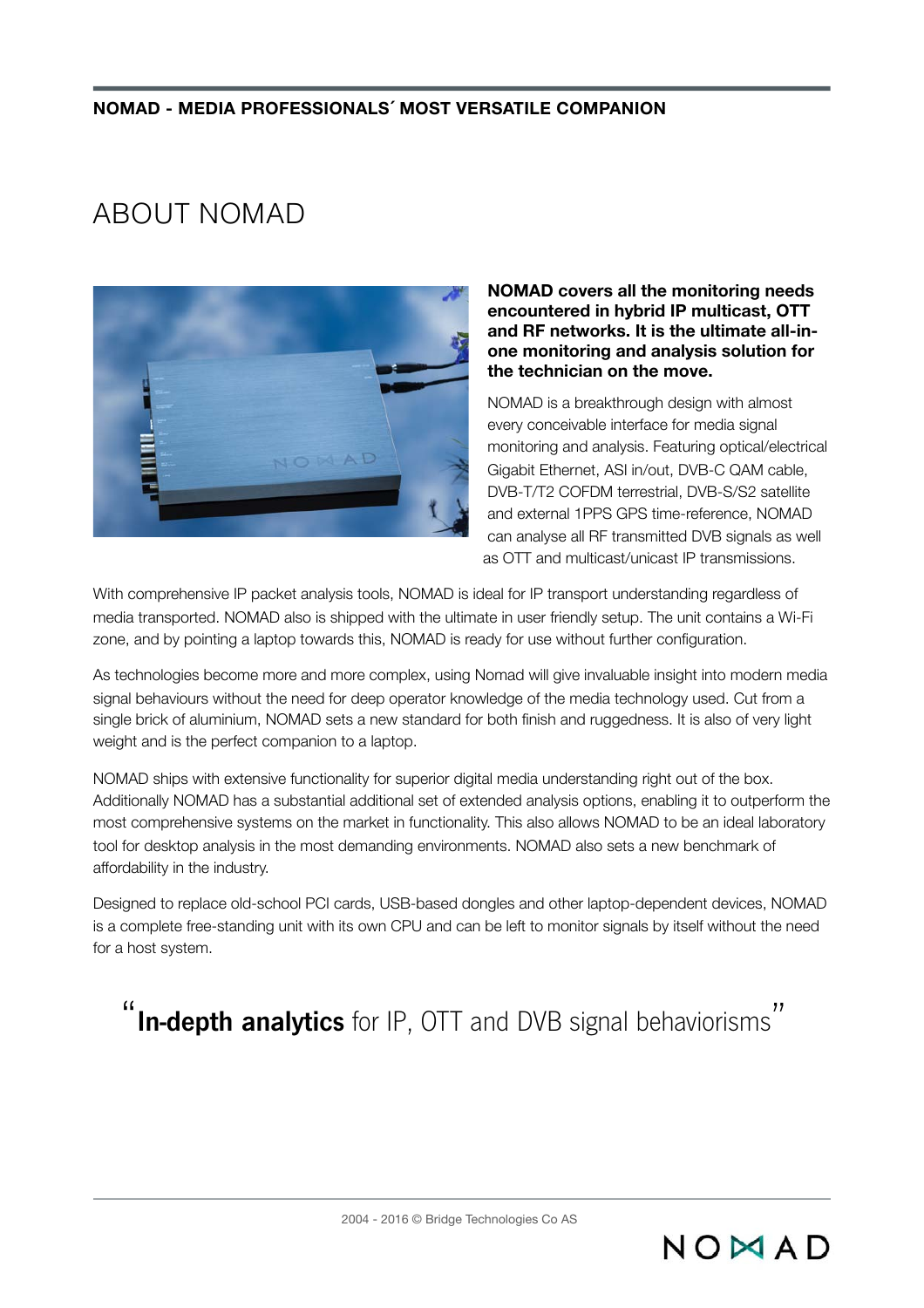# ABOUT NOMAD

**NOMAD covers all the monitoring needs encountered in hybrid IP multicast, OTT and RF networks. It is the ultimate all-in-one monitoring and analysis solution for the technician on the move.**

NOMAD is a breakthrough design with almost every conceivable interface for media signal monitoring and analysis. Featuring optical/electrical Gigabit Ethernet, ASI in/out, DVB-C QAM cable, DVB-T/T2 COFDM terrestrial, DVB-S/S2 satellite and external 1PPS GPS time-reference, NOMAD can analyse all RF transmitted DVB signals as well as OTT and multicast/unicast IP transmissions.

With comprehensive IP packet analysis tools, NOMAD is ideal for IP transport understanding regardless of media transported. NOMAD also is shipped with the ultimate in user friendly setup. The unit contains a Wi-Fi zone, and by pointing a laptop towards this, NOMAD is ready for use without further configuration.

As technologies become more and more complex, using Nomad will give invaluable insight into modern media signal behaviours without the need for deep operator knowledge of the media technology used. Cut from a single brick of aluminium, NOMAD sets a new standard for both finish and ruggedness. It is also of very light weight and is the perfect companion to a laptop.

NOMAD ships with extensive functionality for superior digital media understanding right out of the box. Additionally NOMAD has a substantial additional set of extended analysis options, enabling it to outperform the most comprehensive systems on the market in functionality. This also allows NOMAD to be an ideal laboratory tool for desktop analysis in the most demanding environments. NOMAD also sets a new benchmark of affordability in the industry.

Designed to replace old-school PCI cards, USB-based dongles and other laptop-dependent devices, NOMAD is a complete free-standing unit with its own CPU and can be left to monitor signals by itself without the need for a host system.

"**In-depth analytics** for IP, OTT and DVB signal behaviorisms"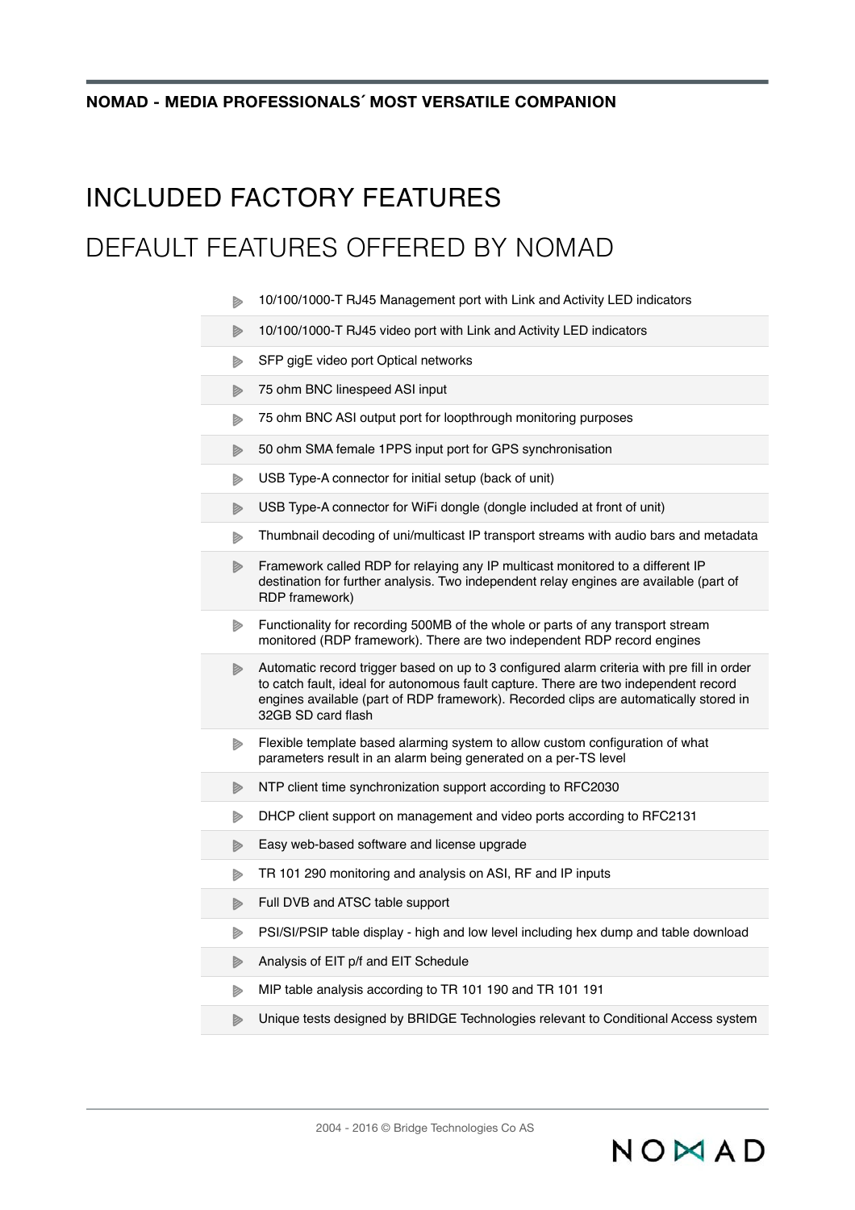# INCLUDED FACTORY FEATURES

## DEFAULT FEATURES OFFERED BY NOMAD

- 10/100/1000-T RJ45 Management port with Link and Activity LED indicators
- 10/100/1000-T RJ45 video port with Link and Activity LED indicators
- SFP gigE video port Optical networks
- 75 ohm BNC linespeed ASI input
- 75 ohm BNC ASI output port for loopthrough monitoring purposes
- 50 ohm SMA female 1PPS input port for GPS synchronisation
- USB Type-A connector for initial setup (back of unit)
- USB Type-A connector for WiFi dongle (dongle included at front of unit)
- Thumbnail decoding of uni/multicast IP transport streams with audio bars and metadata
- Framework called RDP for relaying any IP multicast monitored to a different IP destination for further analysis. Two independent relay engines are available (part of RDP framework)
- Functionality for recording 500MB of the whole or parts of any transport stream monitored (RDP framework). There are two independent RDP record engines
- Automatic record trigger based on up to 3 configured alarm criteria with pre fill in order to catch fault, ideal for autonomous fault capture. There are two independent record engines available (part of RDP framework). Recorded clips are automatically stored in 32GB SD card flash
- Flexible template based alarming system to allow custom configuration of what parameters result in an alarm being generated on a per-TS level
- NTP client time synchronization support according to RFC2030
- DHCP client support on management and video ports according to RFC2131
- Easy web-based software and license upgrade
- TR 101 290 monitoring and analysis on ASI, RF and IP inputs
- Full DVB and ATSC table support
- PSI/SI/PSIP table display - high and low level including hex dump and table download
- Analysis of EIT p/f and EIT Schedule
- MIP table analysis according to TR 101 190 and TR 101 191
- Unique tests designed by BRIDGE Technologies relevant to Conditional Access system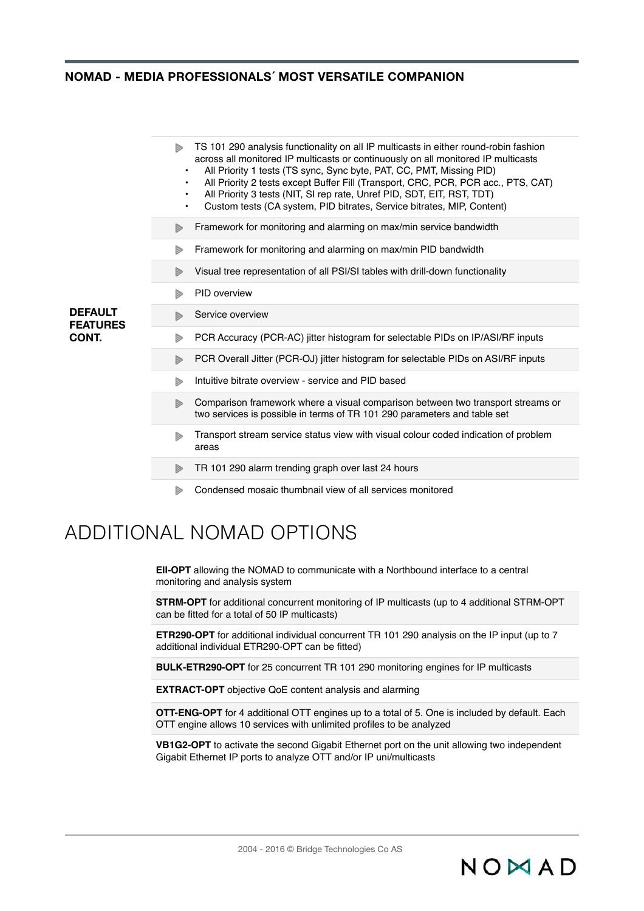**DEFAULT FEATURES CONT.**

- TS 101 290 analysis functionality on all IP multicasts in either round-robin fashion across all monitored IP multicasts or continuously on all monitored IP multicasts
  - All Priority 1 tests (TS sync, Sync byte, PAT, CC, PMT, Missing PID)
  - All Priority 2 tests except Buffer Fill (Transport, CRC, PCR, PCR acc., PTS, CAT)
  - All Priority 3 tests (NIT, SI rep rate, Unref PID, SDT, EIT, RST, TDT)
  - Custom tests (CA system, PID bitrates, Service bitrates, MIP, Content)
- Framework for monitoring and alarming on max/min service bandwidth
- Framework for monitoring and alarming on max/min PID bandwidth
- Visual tree representation of all PSI/SI tables with drill-down functionality
- PID overview
- Service overview
- PCR Accuracy (PCR-AC) jitter histogram for selectable PIDs on IP/ASI/RF inputs
- PCR Overall Jitter (PCR-OJ) jitter histogram for selectable PIDs on ASI/RF inputs
- Intuitive bitrate overview - service and PID based
- Comparison framework where a visual comparison between two transport streams or two services is possible in terms of TR 101 290 parameters and table set
- Transport stream service status view with visual colour coded indication of problem areas
- TR 101 290 alarm trending graph over last 24 hours
- Condensed mosaic thumbnail view of all services monitored

# ADDITIONAL NOMAD OPTIONS

**EII-OPT** allowing the NOMAD to communicate with a Northbound interface to a central monitoring and analysis system

**STRM-OPT** for additional concurrent monitoring of IP multicasts (up to 4 additional STRM-OPT can be fitted for a total of 50 IP multicasts)

**ETR290-OPT** for additional individual concurrent TR 101 290 analysis on the IP input (up to 7 additional individual ETR290-OPT can be fitted)

**BULK-ETR290-OPT** for 25 concurrent TR 101 290 monitoring engines for IP multicasts

**EXTRACT-OPT** objective QoE content analysis and alarming

**OTT-ENG-OPT** for 4 additional OTT engines up to a total of 5. One is included by default. Each OTT engine allows 10 services with unlimited profiles to be analyzed

**VB1G2-OPT** to activate the second Gigabit Ethernet port on the unit allowing two independent Gigabit Ethernet IP ports to analyze OTT and/or IP uni/multicasts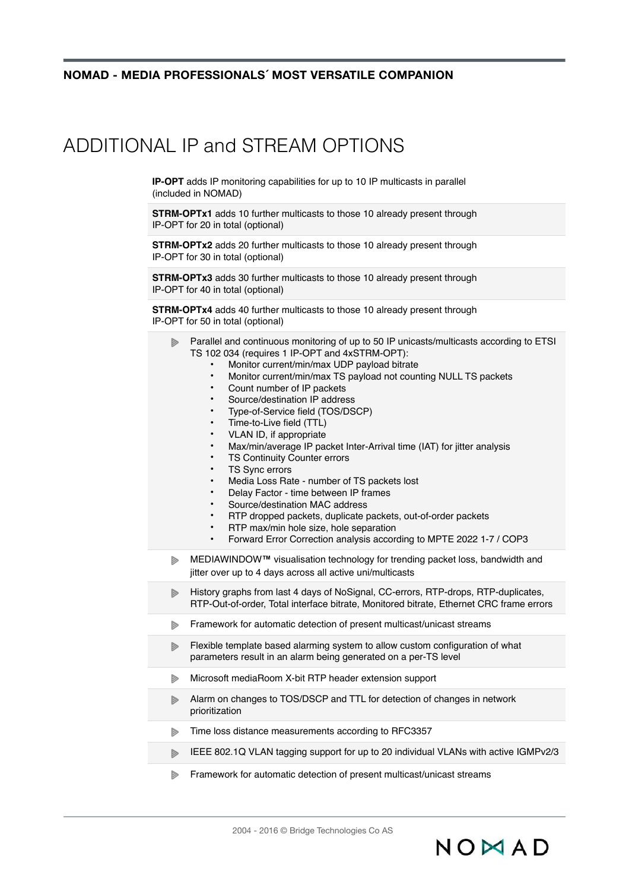# ADDITIONAL IP and STREAM OPTIONS

**IP-OPT** adds IP monitoring capabilities for up to 10 IP multicasts in parallel (included in NOMAD)

**STRM-OPTx1** adds 10 further multicasts to those 10 already present through IP-OPT for 20 in total (optional)

**STRM-OPTx2** adds 20 further multicasts to those 10 already present through IP-OPT for 30 in total (optional)

**STRM-OPTx3** adds 30 further multicasts to those 10 already present through IP-OPT for 40 in total (optional)

**STRM-OPTx4** adds 40 further multicasts to those 10 already present through IP-OPT for 50 in total (optional)

- Parallel and continuous monitoring of up to 50 IP unicasts/multicasts according to ETSI TS 102 034 (requires 1 IP-OPT and 4xSTRM-OPT):
  - Monitor current/min/max UDP payload bitrate
  - Monitor current/min/max TS payload not counting NULL TS packets
  - Count number of IP packets
  - Source/destination IP address
  - Type-of-Service field (TOS/DSCP)
  - Time-to-Live field (TTL)
  - VLAN ID, if appropriate
  - Max/min/average IP packet Inter-Arrival time (IAT) for jitter analysis
  - TS Continuity Counter errors
  - TS Sync errors
  - Media Loss Rate - number of TS packets lost
  - Delay Factor - time between IP frames
  - Source/destination MAC address
  - RTP dropped packets, duplicate packets, out-of-order packets
  - RTP max/min hole size, hole separation
  - Forward Error Correction analysis according to MPTE 2022 1-7 / COP3
- MEDIAWINDOW™ visualisation technology for trending packet loss, bandwidth and jitter over up to 4 days across all active uni/multicasts
- History graphs from last 4 days of NoSignal, CC-errors, RTP-drops, RTP-duplicates, RTP-Out-of-order, Total interface bitrate, Monitored bitrate, Ethernet CRC frame errors
- Framework for automatic detection of present multicast/unicast streams
- Flexible template based alarming system to allow custom configuration of what parameters result in an alarm being generated on a per-TS level
- Microsoft mediaRoom X-bit RTP header extension support
- Alarm on changes to TOS/DSCP and TTL for detection of changes in network prioritization
- Time loss distance measurements according to RFC3357
- IEEE 802.1Q VLAN tagging support for up to 20 individual VLANs with active IGMPv2/3
- Framework for automatic detection of present multicast/unicast streams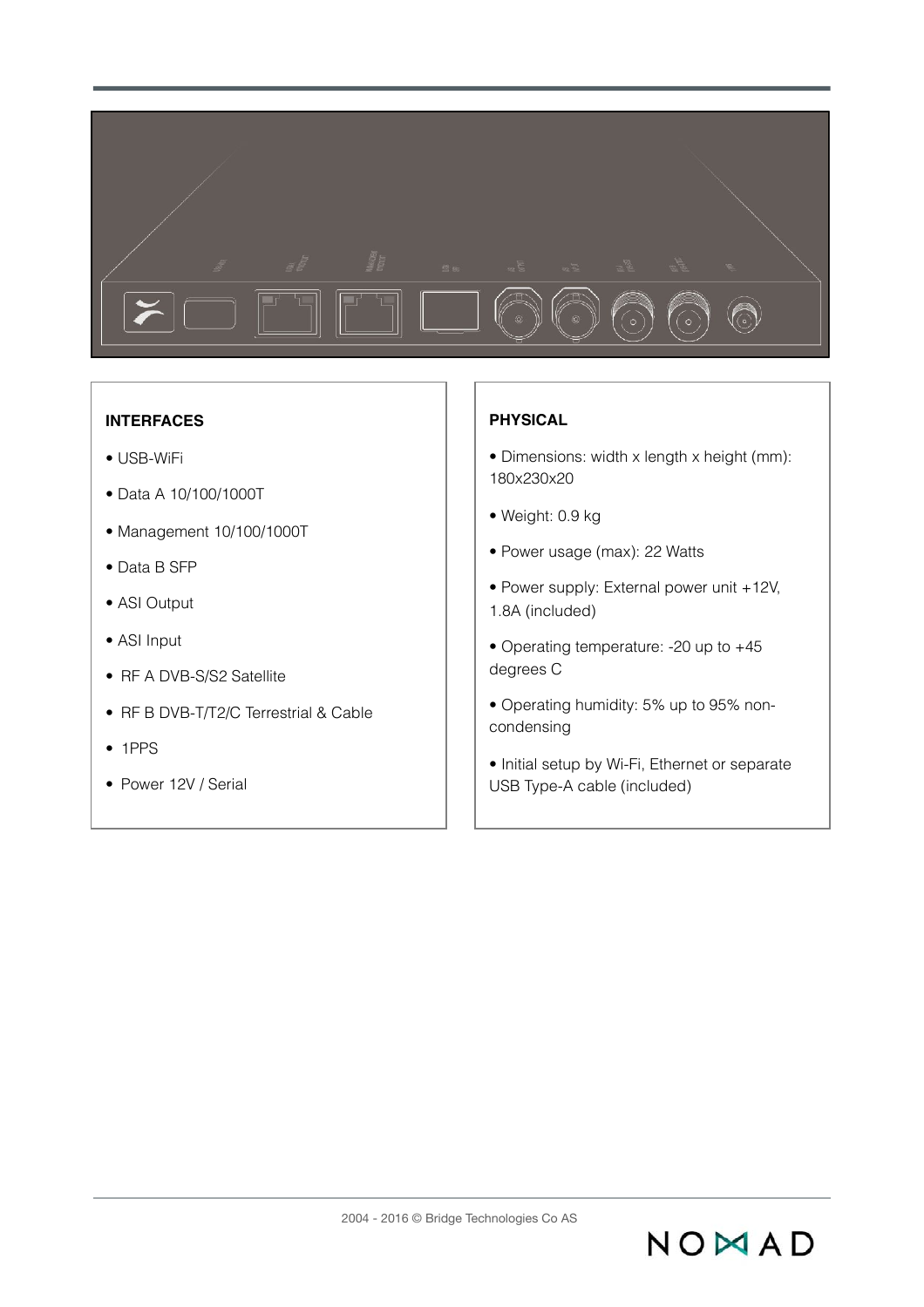**INTERFACES**

- USB-WiFi
- Data A 10/100/1000T
- Management 10/100/1000T
- Data B SFP
- ASI Output
- ASI Input
- RF A DVB-S/S2 Satellite
- RF B DVB-T/T2/C Terrestrial & Cable
- 1PPS
- Power 12V / Serial

**PHYSICAL**

- Dimensions: width x length x height (mm): 180x230x20
- Weight: 0.9 kg
- Power usage (max): 22 Watts
- Power supply: External power unit +12V, 1.8A (included)
- Operating temperature: -20 up to +45 degrees C
- Operating humidity: 5% up to 95% non-condensing
- Initial setup by Wi-Fi, Ethernet or separate USB Type-A cable (included)